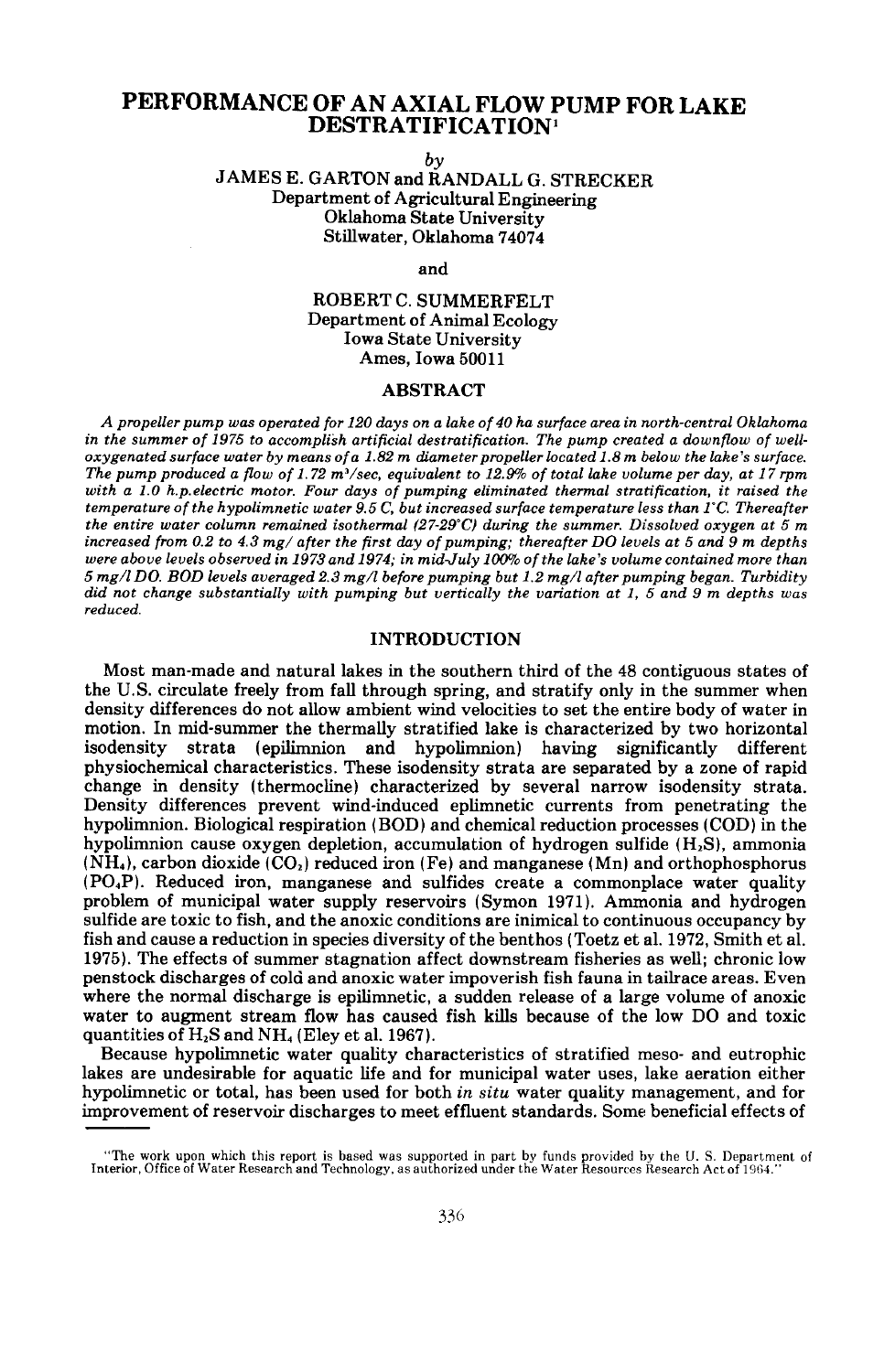# PERFORMANCE OF AN AXIAL FLOW PUMP FOR LAKE DESTRATIFICATION[1]

by

JAMES E. GARTON and RANDALL G. STRECKER
Department of Agricultural Engineering
Oklahoma State University
Stillwater, Oklahoma 74074

and

ROBERT C. SUMMERFELT
Department of Animal Ecology
Iowa State University
Ames, Iowa 50011

## ABSTRACT

*A propeller pump was operated for 120 days on a lake of 40 ha surface area in north-central Oklahoma in the summer of 1975 to accomplish artificial destratification. The pump created a downflow of well-oxygenated surface water by means of a 1.82 m diameter propeller located 1.8 m below the lake's surface. The pump produced a flow of 1.72 $m^3$/sec, equivalent to 12.9% of total lake volume per day, at 17 rpm with a 1.0 h.p. electric motor. Four days of pumping eliminated thermal stratification, it raised the temperature of the hypolimnetic water 9.5 C, but increased surface temperature less than 1°C. Thereafter the entire water column remained isothermal (27-29°C) during the summer. Dissolved oxygen at 5 m increased from 0.2 to 4.3 mg/ after the first day of pumping; thereafter DO levels at 5 and 9 m depths were above levels observed in 1973 and 1974; in mid-July 100% of the lake's volume contained more than 5 mg/l DO. BOD levels averaged 2.3 mg/l before pumping but 1.2 mg/l after pumping began. Turbidity did not change substantially with pumping but vertically the variation at 1, 5 and 9 m depths was reduced.*

## INTRODUCTION

Most man-made and natural lakes in the southern third of the 48 contiguous states of the U.S. circulate freely from fall through spring, and stratify only in the summer when density differences do not allow ambient wind velocities to set the entire body of water in motion. In mid-summer the thermally stratified lake is characterized by two horizontal isodensity strata (epilimnion and hypolimnion) having significantly different physiochemical characteristics. These isodensity strata are separated by a zone of rapid change in density (thermocline) characterized by several narrow isodensity strata. Density differences prevent wind-induced eplimnetic currents from penetrating the hypolimnion. Biological respiration (BOD) and chemical reduction processes (COD) in the hypolimnion cause oxygen depletion, accumulation of hydrogen sulfide ($H_2S$), ammonia ($NH_4$), carbon dioxide ($CO_2$) reduced iron (Fe) and manganese (Mn) and orthophosphorus ($PO_4P$). Reduced iron, manganese and sulfides create a commonplace water quality problem of municipal water supply reservoirs (Symon 1971). Ammonia and hydrogen sulfide are toxic to fish, and the anoxic conditions are inimical to continuous occupancy by fish and cause a reduction in species diversity of the benthos (Toetz et al. 1972, Smith et al. 1975). The effects of summer stagnation affect downstream fisheries as well; chronic low penstock discharges of cold and anoxic water impoverish fish fauna in tailrace areas. Even where the normal discharge is epilimnetic, a sudden release of a large volume of anoxic water to augment stream flow has caused fish kills because of the low DO and toxic quantities of $H_2S$ and $NH_4$ (Eley et al. 1967).

Because hypolimnetic water quality characteristics of stratified meso- and eutrophic lakes are undesirable for aquatic life and for municipal water uses, lake aeration either hypolimnetic or total, has been used for both *in situ* water quality management, and for improvement of reservoir discharges to meet effluent standards. Some beneficial effects of

---

[1] "The work upon which this report is based was supported in part by funds provided by the U. S. Department of Interior, Office of Water Research and Technology, as authorized under the Water Resources Research Act of 1964."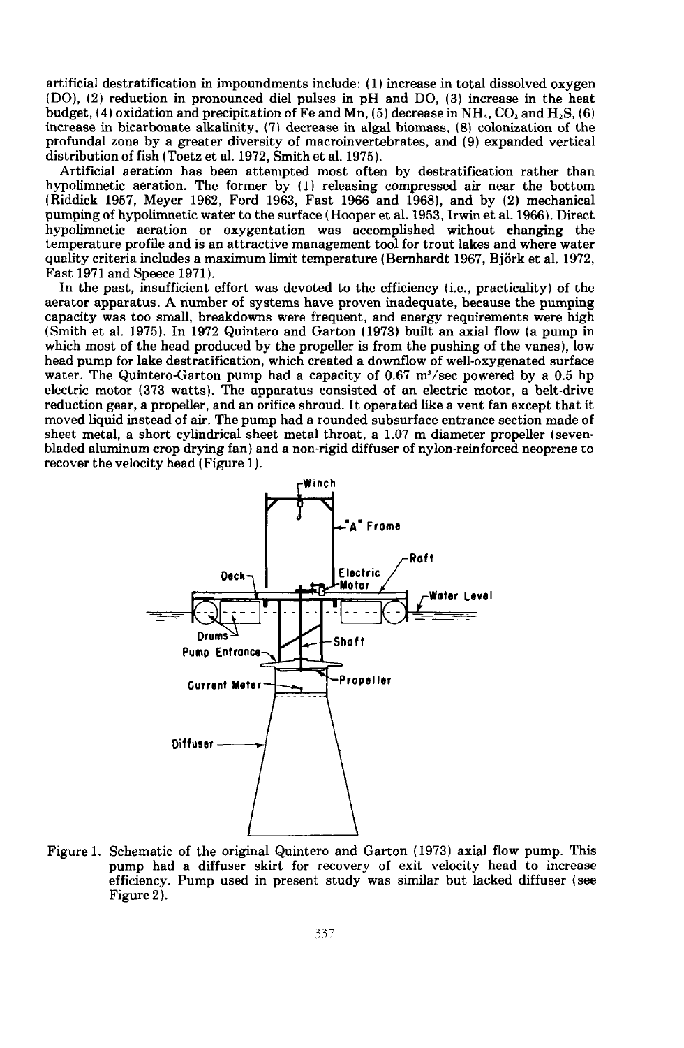artificial destratification in impoundments include: (1) increase in total dissolved oxygen (DO), (2) reduction in pronounced diel pulses in pH and DO, (3) increase in the heat budget, (4) oxidation and precipitation of Fe and Mn, (5) decrease in $NH_4$, $CO_2$ and $H_2S$, (6) increase in bicarbonate alkalinity, (7) decrease in algal biomass, (8) colonization of the profundal zone by a greater diversity of macroinvertebrates, and (9) expanded vertical distribution of fish (Toetz et al. 1972, Smith et al. 1975).

Artificial aeration has been attempted most often by destratification rather than hypolimnetic aeration. The former by (1) releasing compressed air near the bottom (Riddick 1957, Meyer 1962, Ford 1963, Fast 1966 and 1968), and by (2) mechanical pumping of hypolimnetic water to the surface (Hooper et al. 1953, Irwin et al. 1966). Direct hypolimnetic aeration or oxygentation was accomplished without changing the temperature profile and is an attractive management tool for trout lakes and where water quality criteria includes a maximum limit temperature (Bernhardt 1967, Björk et al. 1972, Fast 1971 and Speece 1971).

In the past, insufficient effort was devoted to the efficiency (i.e., practicality) of the aerator apparatus. A number of systems have proven inadequate, because the pumping capacity was too small, breakdowns were frequent, and energy requirements were high (Smith et al. 1975). In 1972 Quintero and Garton (1973) built an axial flow (a pump in which most of the head produced by the propeller is from the pushing of the vanes), low head pump for lake destratification, which created a downflow of well-oxygenated surface water. The Quintero-Garton pump had a capacity of 0.67 $m^3$/sec powered by a 0.5 hp electric motor (373 watts). The apparatus consisted of an electric motor, a belt-drive reduction gear, a propeller, and an orifice shroud. It operated like a vent fan except that it moved liquid instead of air. The pump had a rounded subsurface entrance section made of sheet metal, a short cylindrical sheet metal throat, a 1.07 m diameter propeller (seven-bladed aluminum crop drying fan) and a non-rigid diffuser of nylon-reinforced neoprene to recover the velocity head (Figure 1).

Winch

"A" Frame

Raft

Deck

Electric Motor

Water Level

Drums

Shaft

Pump Entrance

Current Meter

Propeller

Diffuser

Figure 1. Schematic of the original Quintero and Garton (1973) axial flow pump. This pump had a diffuser skirt for recovery of exit velocity head to increase efficiency. Pump used in present study was similar but lacked diffuser (see Figure 2).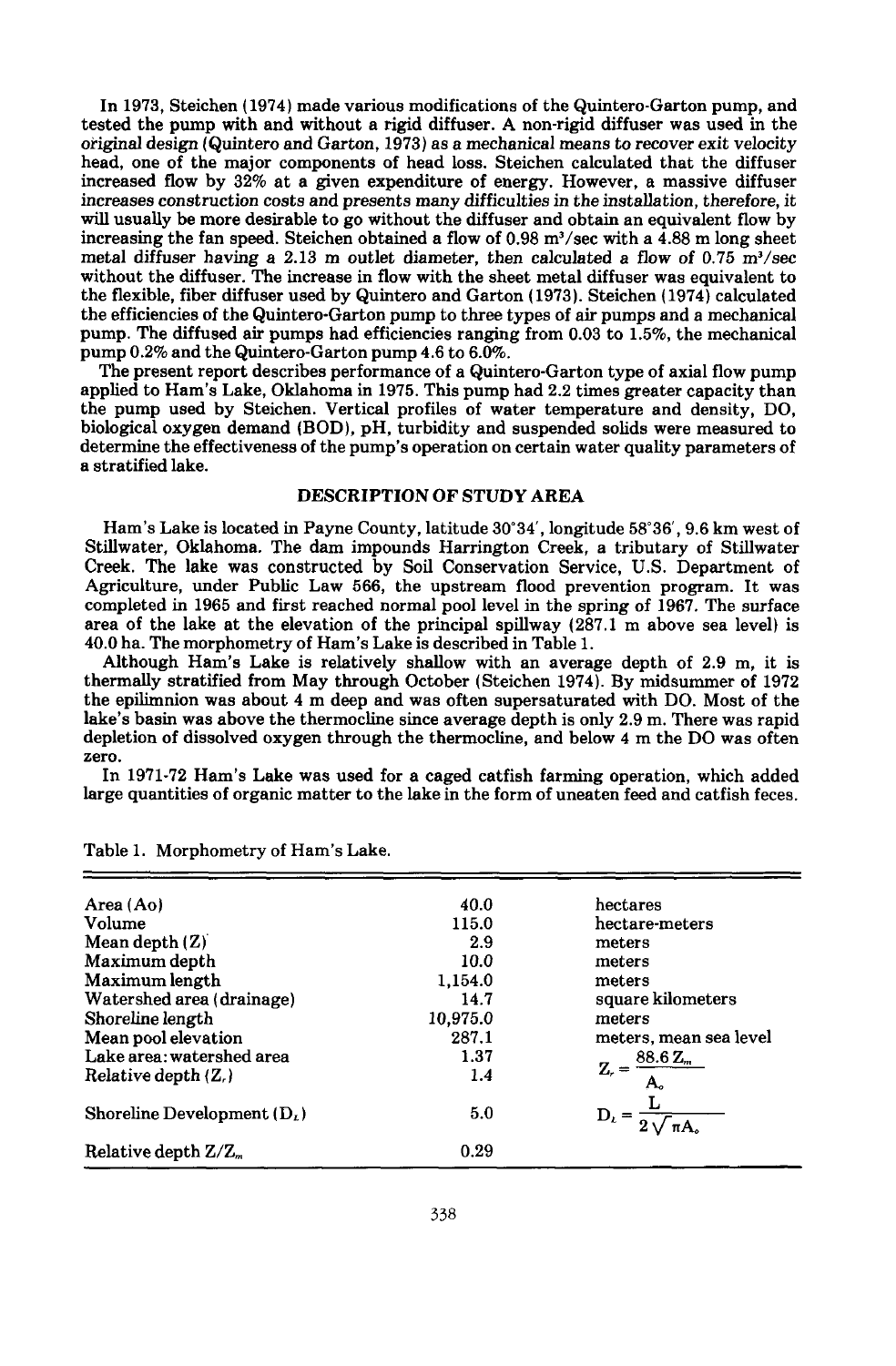In 1973, Steichen (1974) made various modifications of the Quintero-Garton pump, and tested the pump with and without a rigid diffuser. A non-rigid diffuser was used in the original design (Quintero and Garton, 1973) as a mechanical means to recover exit velocity head, one of the major components of head loss. Steichen calculated that the diffuser increased flow by 32% at a given expenditure of energy. However, a massive diffuser increases construction costs and presents many difficulties in the installation, therefore, it will usually be more desirable to go without the diffuser and obtain an equivalent flow by increasing the fan speed. Steichen obtained a flow of 0.98 $m^3/sec$ with a 4.88 m long sheet metal diffuser having a 2.13 m outlet diameter, then calculated a flow of 0.75 $m^3/sec$ without the diffuser. The increase in flow with the sheet metal diffuser was equivalent to the flexible, fiber diffuser used by Quintero and Garton (1973). Steichen (1974) calculated the efficiencies of the Quintero-Garton pump to three types of air pumps and a mechanical pump. The diffused air pumps had efficiencies ranging from 0.03 to 1.5%, the mechanical pump 0.2% and the Quintero-Garton pump 4.6 to 6.0%.

The present report describes performance of a Quintero-Garton type of axial flow pump applied to Ham's Lake, Oklahoma in 1975. This pump had 2.2 times greater capacity than the pump used by Steichen. Vertical profiles of water temperature and density, DO, biological oxygen demand (BOD), pH, turbidity and suspended solids were measured to determine the effectiveness of the pump's operation on certain water quality parameters of a stratified lake.

## DESCRIPTION OF STUDY AREA

Ham's Lake is located in Payne County, latitude 30°34′, longitude 58°36′, 9.6 km west of Stillwater, Oklahoma. The dam impounds Harrington Creek, a tributary of Stillwater Creek. The lake was constructed by Soil Conservation Service, U.S. Department of Agriculture, under Public Law 566, the upstream flood prevention program. It was completed in 1965 and first reached normal pool level in the spring of 1967. The surface area of the lake at the elevation of the principal spillway (287.1 m above sea level) is 40.0 ha. The morphometry of Ham's Lake is described in Table 1.

Although Ham's Lake is relatively shallow with an average depth of 2.9 m, it is thermally stratified from May through October (Steichen 1974). By midsummer of 1972 the epilimnion was about 4 m deep and was often supersaturated with DO. Most of the lake's basin was above the thermocline since average depth is only 2.9 m. There was rapid depletion of dissolved oxygen through the thermocline, and below 4 m the DO was often zero.

In 1971-72 Ham's Lake was used for a caged catfish farming operation, which added large quantities of organic matter to the lake in the form of uneaten feed and catfish feces.

Table 1. Morphometry of Ham's Lake.

| | | |
|---|---|---|
| Area (Ao) | 40.0 | hectares |
| Volume | 115.0 | hectare-meters |
| Mean depth (Z) | 2.9 | meters |
| Maximum depth | 10.0 | meters |
| Maximum length | 1,154.0 | meters |
| Watershed area (drainage) | 14.7 | square kilometers |
| Shoreline length | 10,975.0 | meters |
| Mean pool elevation | 287.1 | meters, mean sea level |
| Lake area: watershed area | 1.37 | |
| Relative depth ($Z_r$) | 1.4 | $Z_r = \dfrac{88.6\, Z_m}{A_o}$ |
| Shoreline Development ($D_L$) | 5.0 | $D_L = \dfrac{L}{2\sqrt{\pi A_o}}$ |
| Relative depth $Z/Z_m$ | 0.29 | |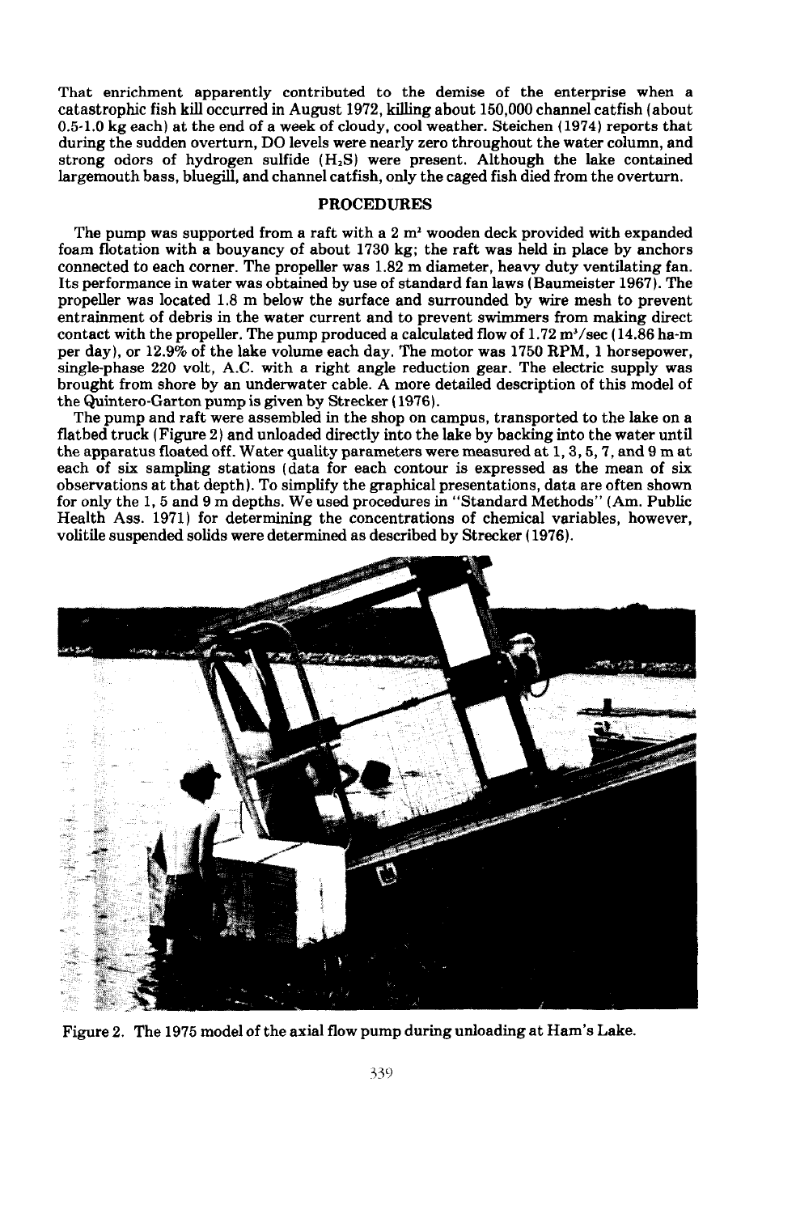That enrichment apparently contributed to the demise of the enterprise when a catastrophic fish kill occurred in August 1972, killing about 150,000 channel catfish (about 0.5-1.0 kg each) at the end of a week of cloudy, cool weather. Steichen (1974) reports that during the sudden overturn, DO levels were nearly zero throughout the water column, and strong odors of hydrogen sulfide ($H_2S$) were present. Although the lake contained largemouth bass, bluegill, and channel catfish, only the caged fish died from the overturn.

## PROCEDURES

The pump was supported from a raft with a 2 $m^2$ wooden deck provided with expanded foam flotation with a bouyancy of about 1730 kg; the raft was held in place by anchors connected to each corner. The propeller was 1.82 m diameter, heavy duty ventilating fan. Its performance in water was obtained by use of standard fan laws (Baumeister 1967). The propeller was located 1.8 m below the surface and surrounded by wire mesh to prevent entrainment of debris in the water current and to prevent swimmers from making direct contact with the propeller. The pump produced a calculated flow of 1.72 $m^3$/sec (14.86 ha-m per day), or 12.9% of the lake volume each day. The motor was 1750 RPM, 1 horsepower, single-phase 220 volt, A.C. with a right angle reduction gear. The electric supply was brought from shore by an underwater cable. A more detailed description of this model of the Quintero-Garton pump is given by Strecker (1976).

The pump and raft were assembled in the shop on campus, transported to the lake on a flatbed truck (Figure 2) and unloaded directly into the lake by backing into the water until the apparatus floated off. Water quality parameters were measured at 1, 3, 5, 7, and 9 m at each of six sampling stations (data for each contour is expressed as the mean of six observations at that depth). To simplify the graphical presentations, data are often shown for only the 1, 5 and 9 m depths. We used procedures in "Standard Methods" (Am. Public Health Ass. 1971) for determining the concentrations of chemical variables, however, volitile suspended solids were determined as described by Strecker (1976).

Figure 2. The 1975 model of the axial flow pump during unloading at Ham's Lake.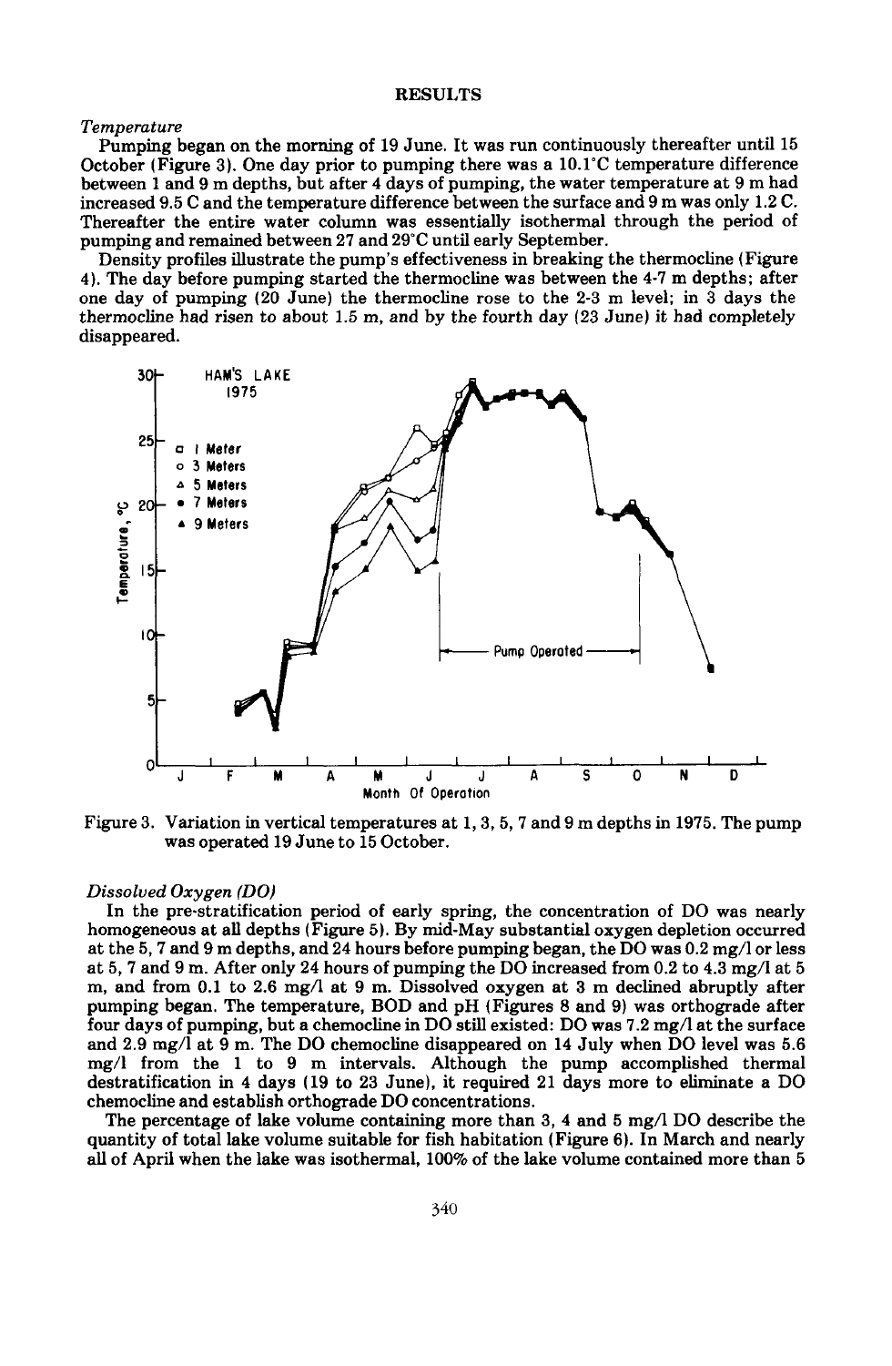## RESULTS

### *Temperature*

Pumping began on the morning of 19 June. It was run continuously thereafter until 15 October (Figure 3). One day prior to pumping there was a 10.1°C temperature difference between 1 and 9 m depths, but after 4 days of pumping, the water temperature at 9 m had increased 9.5 C and the temperature difference between the surface and 9 m was only 1.2 C. Thereafter the entire water column was essentially isothermal through the period of pumping and remained between 27 and 29°C until early September.

Density profiles illustrate the pump's effectiveness in breaking the thermocline (Figure 4). The day before pumping started the thermocline was between the 4-7 m depths; after one day of pumping (20 June) the thermocline rose to the 2-3 m level; in 3 days the thermocline had risen to about 1.5 m, and by the fourth day (23 June) it had completely disappeared.

HAM'S LAKE
1975

□ 1 Meter
○ 3 Meters
△ 5 Meters
● 7 Meters
▲ 9 Meters

Temperature, °C

30
25
20
15
10
5
0

Pump Operated

J F M A M J J A S O N D
Month Of Operation

Figure 3. Variation in vertical temperatures at 1, 3, 5, 7 and 9 m depths in 1975. The pump was operated 19 June to 15 October.

### *Dissolved Oxygen (DO)*

In the pre-stratification period of early spring, the concentration of DO was nearly homogeneous at all depths (Figure 5). By mid-May substantial oxygen depletion occurred at the 5, 7 and 9 m depths, and 24 hours before pumping began, the DO was 0.2 mg/l or less at 5, 7 and 9 m. After only 24 hours of pumping the DO increased from 0.2 to 4.3 mg/l at 5 m, and from 0.1 to 2.6 mg/l at 9 m. Dissolved oxygen at 3 m declined abruptly after pumping began. The temperature, BOD and pH (Figures 8 and 9) was orthograde after four days of pumping, but a chemocline in DO still existed: DO was 7.2 mg/l at the surface and 2.9 mg/l at 9 m. The DO chemocline disappeared on 14 July when DO level was 5.6 mg/l from the 1 to 9 m intervals. Although the pump accomplished thermal destratification in 4 days (19 to 23 June), it required 21 days more to eliminate a DO chemocline and establish orthograde DO concentrations.

The percentage of lake volume containing more than 3, 4 and 5 mg/l DO describe the quantity of total lake volume suitable for fish habitation (Figure 6). In March and nearly all of April when the lake was isothermal, 100% of the lake volume contained more than 5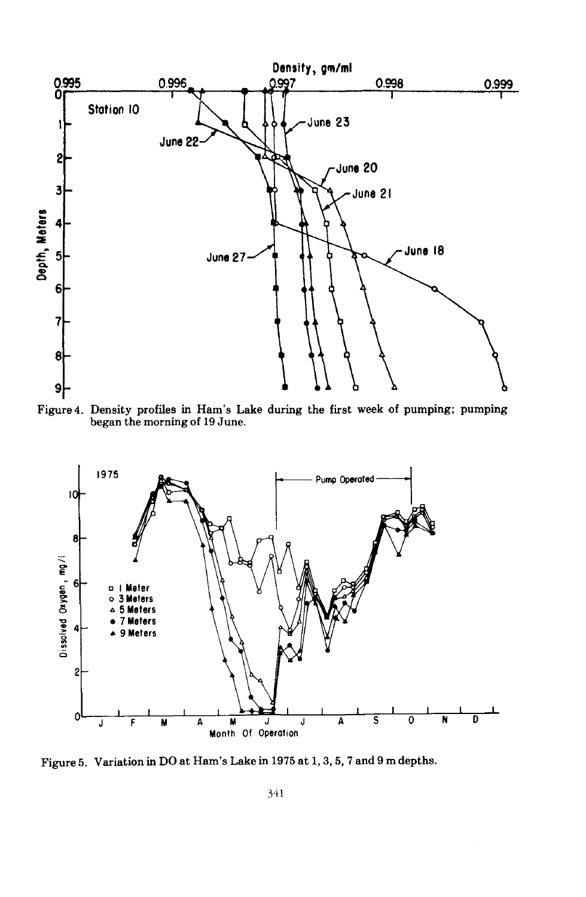Density, gm/ml

0.995 0.996 0.997 0.998 0.999

Station 10

Depth, Meters

0 1 2 3 4 5 6 7 8 9

June 23

June 22

June 20

June 21

June 18

June 27

Figure 4. Density profiles in Ham's Lake during the first week of pumping; pumping began the morning of 19 June.

1975

Pump Operated

Dissolved Oxygen, mg/l

0 2 4 6 8 10

□ 1 Meter
○ 3 Meters
△ 5 Meters
● 7 Meters
▲ 9 Meters

J F M A M J J A S O N D

Month Of Operation

Figure 5. Variation in DO at Ham's Lake in 1975 at 1, 3, 5, 7 and 9 m depths.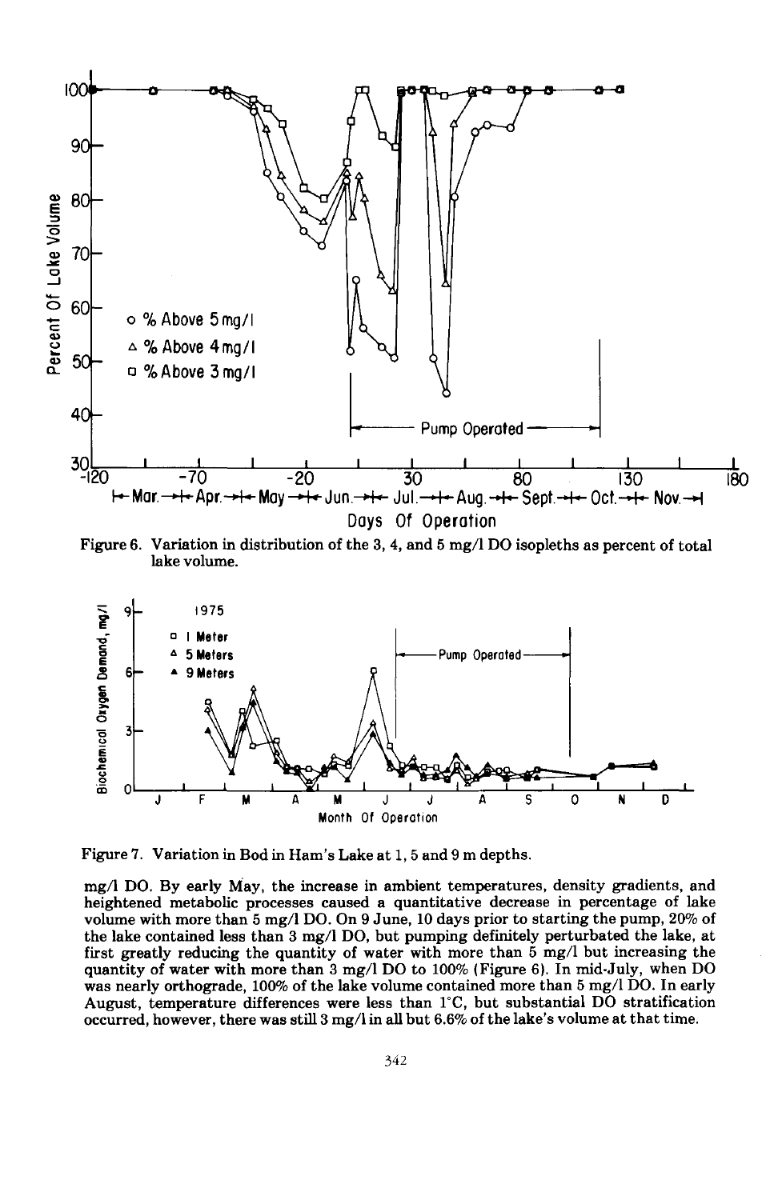100

90

80

70

60

50

40

30

Percent Of Lake Volume

○ % Above 5 mg/l

△ % Above 4 mg/l

□ % Above 3 mg/l

Pump Operated

-120 -70 -20 30 80 130 180

Mar. Apr. May Jun. Jul. Aug. Sept. Oct. Nov.

Days Of Operation

Figure 6. Variation in distribution of the 3, 4, and 5 mg/l DO isopleths as percent of total lake volume.

1975

□ 1 Meter

△ 5 Meters

▲ 9 Meters

Pump Operated

Biochemical Oxygen Demand, mg/l

9

6

3

0

J F M A M J J A S O N D

Month Of Operation

Figure 7. Variation in Bod in Ham's Lake at 1, 5 and 9 m depths.

mg/l DO. By early May, the increase in ambient temperatures, density gradients, and heightened metabolic processes caused a quantitative decrease in percentage of lake volume with more than 5 mg/l DO. On 9 June, 10 days prior to starting the pump, 20% of the lake contained less than 3 mg/l DO, but pumping definitely perturbated the lake, at first greatly reducing the quantity of water with more than 5 mg/l but increasing the quantity of water with more than 3 mg/l DO to 100% (Figure 6). In mid-July, when DO was nearly orthograde, 100% of the lake volume contained more than 5 mg/l DO. In early August, temperature differences were less than 1°C, but substantial DO stratification occurred, however, there was still 3 mg/l in all but 6.6% of the lake's volume at that time.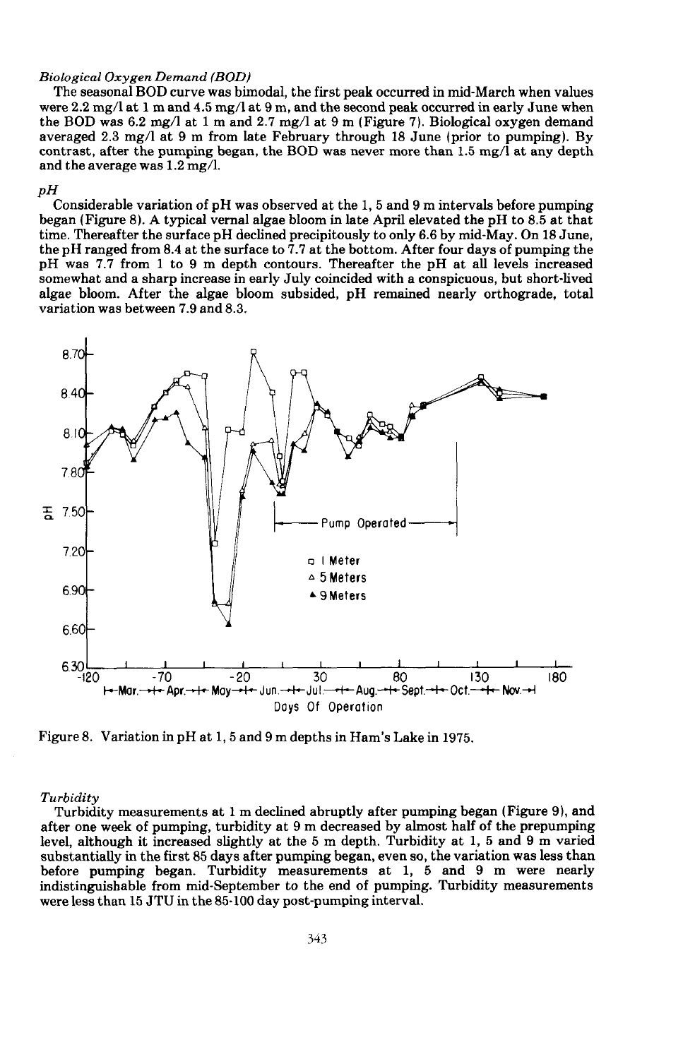*Biological Oxygen Demand (BOD)*

The seasonal BOD curve was bimodal, the first peak occurred in mid-March when values were 2.2 mg/l at 1 m and 4.5 mg/l at 9 m, and the second peak occurred in early June when the BOD was 6.2 mg/l at 1 m and 2.7 mg/l at 9 m (Figure 7). Biological oxygen demand averaged 2.3 mg/l at 9 m from late February through 18 June (prior to pumping). By contrast, after the pumping began, the BOD was never more than 1.5 mg/l at any depth and the average was 1.2 mg/l.

*pH*

Considerable variation of pH was observed at the 1, 5 and 9 m intervals before pumping began (Figure 8). A typical vernal algae bloom in late April elevated the pH to 8.5 at that time. Thereafter the surface pH declined precipitously to only 6.6 by mid-May. On 18 June, the pH ranged from 8.4 at the surface to 7.7 at the bottom. After four days of pumping the pH was 7.7 from 1 to 9 m depth contours. Thereafter the pH at all levels increased somewhat and a sharp increase in early July coincided with a conspicuous, but short-lived algae bloom. After the algae bloom subsided, pH remained nearly orthograde, total variation was between 7.9 and 8.3.

Figure 8. Variation in pH at 1, 5 and 9 m depths in Ham's Lake in 1975.

*Turbidity*

Turbidity measurements at 1 m declined abruptly after pumping began (Figure 9), and after one week of pumping, turbidity at 9 m decreased by almost half of the prepumping level, although it increased slightly at the 5 m depth. Turbidity at 1, 5 and 9 m varied substantially in the first 85 days after pumping began, even so, the variation was less than before pumping began. Turbidity measurements at 1, 5 and 9 m were nearly indistinguishable from mid-September to the end of pumping. Turbidity measurements were less than 15 JTU in the 85-100 day post-pumping interval.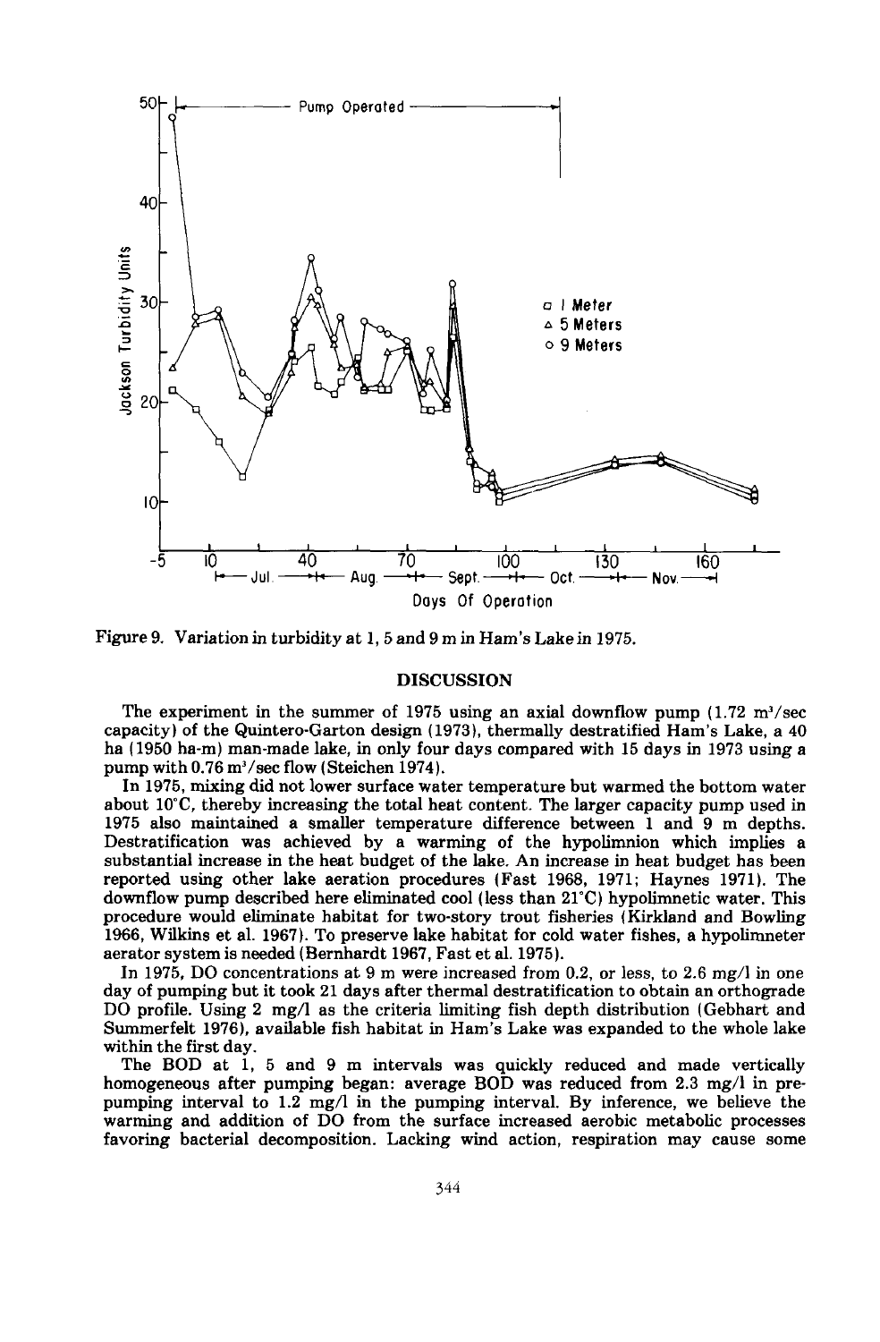Pump Operated

Jackson Turbidity Units

50
40
30
20
10

□ 1 Meter
△ 5 Meters
○ 9 Meters

-5 10 40 70 100 130 160

Jul. Aug. Sept. Oct. Nov.

Days Of Operation

Figure 9. Variation in turbidity at 1, 5 and 9 m in Ham's Lake in 1975.

## DISCUSSION

The experiment in the summer of 1975 using an axial downflow pump (1.72 $m^3$/sec capacity) of the Quintero-Garton design (1973), thermally destratified Ham's Lake, a 40 ha (1950 ha-m) man-made lake, in only four days compared with 15 days in 1973 using a pump with 0.76 $m^3$/sec flow (Steichen 1974).

In 1975, mixing did not lower surface water temperature but warmed the bottom water about 10°C, thereby increasing the total heat content. The larger capacity pump used in 1975 also maintained a smaller temperature difference between 1 and 9 m depths. Destratification was achieved by a warming of the hypolimnion which implies a substantial increase in the heat budget of the lake. An increase in heat budget has been reported using other lake aeration procedures (Fast 1968, 1971; Haynes 1971). The downflow pump described here eliminated cool (less than 21°C) hypolimnetic water. This procedure would eliminate habitat for two-story trout fisheries (Kirkland and Bowling 1966, Wilkins et al. 1967). To preserve lake habitat for cold water fishes, a hypolimneter aerator system is needed (Bernhardt 1967, Fast et al. 1975).

In 1975, DO concentrations at 9 m were increased from 0.2, or less, to 2.6 mg/l in one day of pumping but it took 21 days after thermal destratification to obtain an orthograde DO profile. Using 2 mg/l as the criteria limiting fish depth distribution (Gebhart and Summerfelt 1976), available fish habitat in Ham's Lake was expanded to the whole lake within the first day.

The BOD at 1, 5 and 9 m intervals was quickly reduced and made vertically homogeneous after pumping began: average BOD was reduced from 2.3 mg/l in pre-pumping interval to 1.2 mg/l in the pumping interval. By inference, we believe the warming and addition of DO from the surface increased aerobic metabolic processes favoring bacterial decomposition. Lacking wind action, respiration may cause some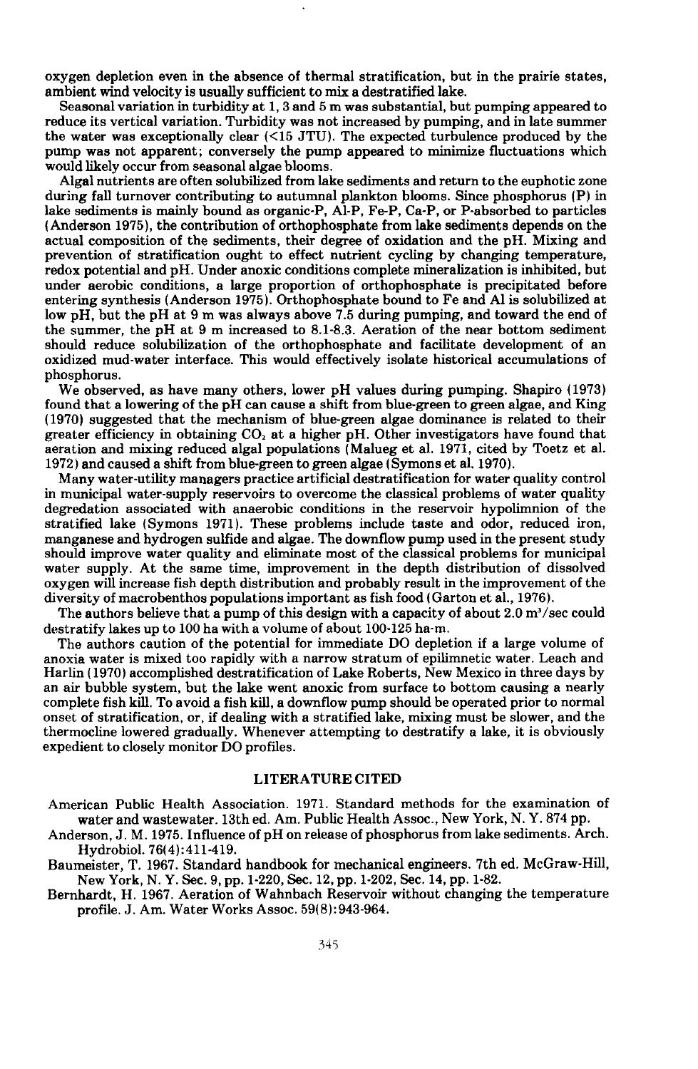oxygen depletion even in the absence of thermal stratification, but in the prairie states, ambient wind velocity is usually sufficient to mix a destratified lake.

Seasonal variation in turbidity at 1, 3 and 5 m was substantial, but pumping appeared to reduce its vertical variation. Turbidity was not increased by pumping, and in late summer the water was exceptionally clear (<15 JTU). The expected turbulence produced by the pump was not apparent; conversely the pump appeared to minimize fluctuations which would likely occur from seasonal algae blooms.

Algal nutrients are often solubilized from lake sediments and return to the euphotic zone during fall turnover contributing to autumnal plankton blooms. Since phosphorus (P) in lake sediments is mainly bound as organic-P, Al-P, Fe-P, Ca-P, or P-absorbed to particles (Anderson 1975), the contribution of orthophosphate from lake sediments depends on the actual composition of the sediments, their degree of oxidation and the pH. Mixing and prevention of stratification ought to effect nutrient cycling by changing temperature, redox potential and pH. Under anoxic conditions complete mineralization is inhibited, but under aerobic conditions, a large proportion of orthophosphate is precipitated before entering synthesis (Anderson 1975). Orthophosphate bound to Fe and Al is solubilized at low pH, but the pH at 9 m was always above 7.5 during pumping, and toward the end of the summer, the pH at 9 m increased to 8.1-8.3. Aeration of the near bottom sediment should reduce solubilization of the orthophosphate and facilitate development of an oxidized mud-water interface. This would effectively isolate historical accumulations of phosphorus.

We observed, as have many others, lower pH values during pumping. Shapiro (1973) found that a lowering of the pH can cause a shift from blue-green to green algae, and King (1970) suggested that the mechanism of blue-green algae dominance is related to their greater efficiency in obtaining $CO_2$ at a higher pH. Other investigators have found that aeration and mixing reduced algal populations (Malueg et al. 1971, cited by Toetz et al. 1972) and caused a shift from blue-green to green algae (Symons et al. 1970).

Many water-utility managers practice artificial destratification for water quality control in municipal water-supply reservoirs to overcome the classical problems of water quality degredation associated with anaerobic conditions in the reservoir hypolimnion of the stratified lake (Symons 1971). These problems include taste and odor, reduced iron, manganese and hydrogen sulfide and algae. The downflow pump used in the present study should improve water quality and eliminate most of the classical problems for municipal water supply. At the same time, improvement in the depth distribution of dissolved oxygen will increase fish depth distribution and probably result in the improvement of the diversity of macrobenthos populations important as fish food (Garton et al., 1976).

The authors believe that a pump of this design with a capacity of about 2.0 $m^3$/sec could destratify lakes up to 100 ha with a volume of about 100-125 ha-m.

The authors caution of the potential for immediate DO depletion if a large volume of anoxia water is mixed too rapidly with a narrow stratum of epilimnetic water. Leach and Harlin (1970) accomplished destratification of Lake Roberts, New Mexico in three days by an air bubble system, but the lake went anoxic from surface to bottom causing a nearly complete fish kill. To avoid a fish kill, a downflow pump should be operated prior to normal onset of stratification, or, if dealing with a stratified lake, mixing must be slower, and the thermocline lowered gradually. Whenever attempting to destratify a lake, it is obviously expedient to closely monitor DO profiles.

## LITERATURE CITED

American Public Health Association. 1971. Standard methods for the examination of water and wastewater. 13th ed. Am. Public Health Assoc., New York, N. Y. 874 pp.

Anderson, J. M. 1975. Influence of pH on release of phosphorus from lake sediments. Arch. Hydrobiol. 76(4):411-419.

Baumeister, T. 1967. Standard handbook for mechanical engineers. 7th ed. McGraw-Hill, New York, N. Y. Sec. 9, pp. 1-220, Sec. 12, pp. 1-202, Sec. 14, pp. 1-82.

Bernhardt, H. 1967. Aeration of Wahnbach Reservoir without changing the temperature profile. J. Am. Water Works Assoc. 59(8):943-964.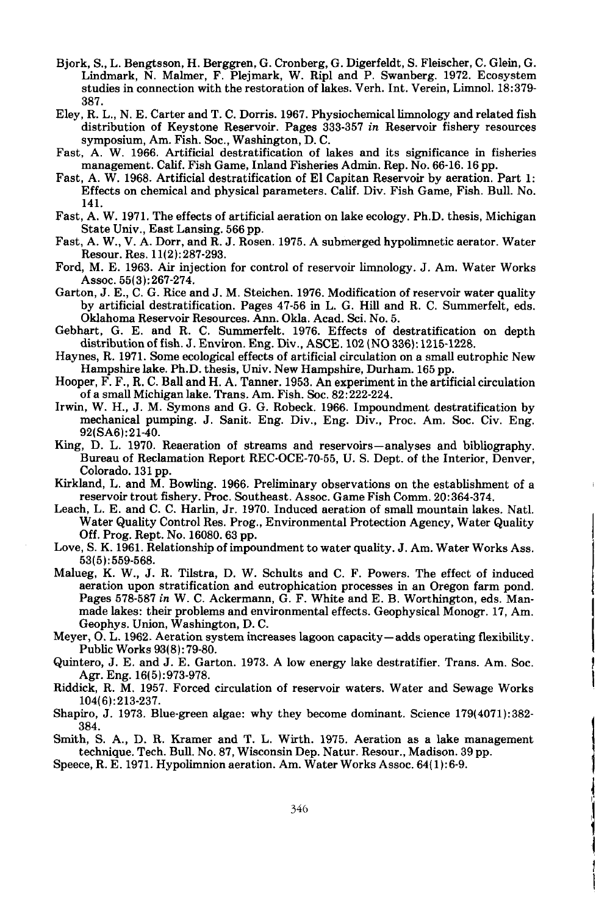Bjork, S., L. Bengtsson, H. Berggren, G. Cronberg, G. Digerfeldt, S. Fleischer, C. Glein, G. Lindmark, N. Malmer, F. Plejmark, W. Ripl and P. Swanberg. 1972. Ecosystem studies in connection with the restoration of lakes. Verh. Int. Verein, Limnol. 18:379-387.

Eley, R. L., N. E. Carter and T. C. Dorris. 1967. Physiochemical limnology and related fish distribution of Keystone Reservoir. Pages 333-357 *in* Reservoir fishery resources symposium, Am. Fish. Soc., Washington, D. C.

Fast, A. W. 1966. Artificial destratification of lakes and its significance in fisheries management. Calif. Fish Game, Inland Fisheries Admin. Rep. No. 66-16. 16 pp.

Fast, A. W. 1968. Artificial destratification of El Capitan Reservoir by aeration. Part 1: Effects on chemical and physical parameters. Calif. Div. Fish Game, Fish. Bull. No. 141.

Fast, A. W. 1971. The effects of artificial aeration on lake ecology. Ph.D. thesis, Michigan State Univ., East Lansing. 566 pp.

Fast, A. W., V. A. Dorr, and R. J. Rosen. 1975. A submerged hypolimnetic aerator. Water Resour. Res. 11(2):287-293.

Ford, M. E. 1963. Air injection for control of reservoir limnology. J. Am. Water Works Assoc. 55(3):267-274.

Garton, J. E., C. G. Rice and J. M. Steichen. 1976. Modification of reservoir water quality by artificial destratification. Pages 47-56 in L. G. Hill and R. C. Summerfelt, eds. Oklahoma Reservoir Resources. Ann. Okla. Acad. Sci. No. 5.

Gebhart, G. E. and R. C. Summerfelt. 1976. Effects of destratification on depth distribution of fish. J. Environ. Eng. Div., ASCE. 102 (NO 336):1215-1228.

Haynes, R. 1971. Some ecological effects of artificial circulation on a small eutrophic New Hampshire lake. Ph.D. thesis, Univ. New Hampshire, Durham. 165 pp.

Hooper, F. F., R. C. Ball and H. A. Tanner. 1953. An experiment in the artificial circulation of a small Michigan lake. Trans. Am. Fish. Soc. 82:222-224.

Irwin, W. H., J. M. Symons and G. G. Robeck. 1966. Impoundment destratification by mechanical pumping. J. Sanit. Eng. Div., Eng. Div., Proc. Am. Soc. Civ. Eng. 92(SA6):21-40.

King, D. L. 1970. Reaeration of streams and reservoirs—analyses and bibliography. Bureau of Reclamation Report REC-OCE-70-55, U. S. Dept. of the Interior, Denver, Colorado. 131 pp.

Kirkland, L. and M. Bowling. 1966. Preliminary observations on the establishment of a reservoir trout fishery. Proc. Southeast. Assoc. Game Fish Comm. 20:364-374.

Leach, L. E. and C. C. Harlin, Jr. 1970. Induced aeration of small mountain lakes. Natl. Water Quality Control Res. Prog., Environmental Protection Agency, Water Quality Off. Prog. Rept. No. 16080. 63 pp.

Love, S. K. 1961. Relationship of impoundment to water quality. J. Am. Water Works Ass. 53(5):559-568.

Malueg, K. W., J. R. Tilstra, D. W. Schults and C. F. Powers. The effect of induced aeration upon stratification and eutrophication processes in an Oregon farm pond. Pages 578-587 *in* W. C. Ackermann, G. F. White and E. B. Worthington, eds. Man-made lakes: their problems and environmental effects. Geophysical Monogr. 17, Am. Geophys. Union, Washington, D. C.

Meyer, O. L. 1962. Aeration system increases lagoon capacity—adds operating flexibility. Public Works 93(8):79-80.

Quintero, J. E. and J. E. Garton. 1973. A low energy lake destratifier. Trans. Am. Soc. Agr. Eng. 16(5):973-978.

Riddick, R. M. 1957. Forced circulation of reservoir waters. Water and Sewage Works 104(6):213-237.

Shapiro, J. 1973. Blue-green algae: why they become dominant. Science 179(4071):382-384.

Smith, S. A., D. R. Kramer and T. L. Wirth. 1975. Aeration as a lake management technique. Tech. Bull. No. 87, Wisconsin Dep. Natur. Resour., Madison. 39 pp.

Speece, R. E. 1971. Hypolimnion aeration. Am. Water Works Assoc. 64(1):6-9.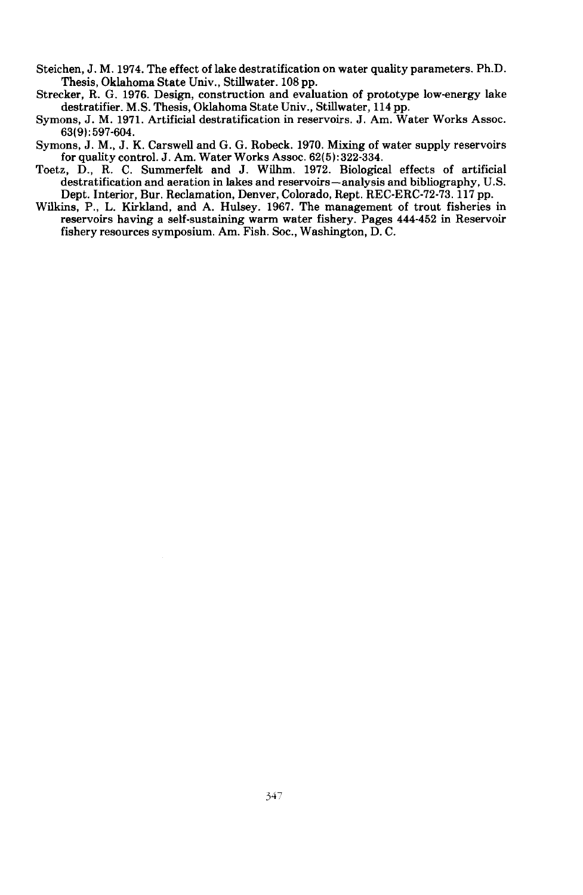Steichen, J. M. 1974. The effect of lake destratification on water quality parameters. Ph.D. Thesis, Oklahoma State Univ., Stillwater. 108 pp.

Strecker, R. G. 1976. Design, construction and evaluation of prototype low-energy lake destratifier. M.S. Thesis, Oklahoma State Univ., Stillwater, 114 pp.

Symons, J. M. 1971. Artificial destratification in reservoirs. J. Am. Water Works Assoc. 63(9):597-604.

Symons, J. M., J. K. Carswell and G. G. Robeck. 1970. Mixing of water supply reservoirs for quality control. J. Am. Water Works Assoc. 62(5):322-334.

Toetz, D., R. C. Summerfelt and J. Wilhm. 1972. Biological effects of artificial destratification and aeration in lakes and reservoirs—analysis and bibliography, U.S. Dept. Interior, Bur. Reclamation, Denver, Colorado, Rept. REC-ERC-72-73. 117 pp.

Wilkins, P., L. Kirkland, and A. Hulsey. 1967. The management of trout fisheries in reservoirs having a self-sustaining warm water fishery. Pages 444-452 in Reservoir fishery resources symposium. Am. Fish. Soc., Washington, D. C.